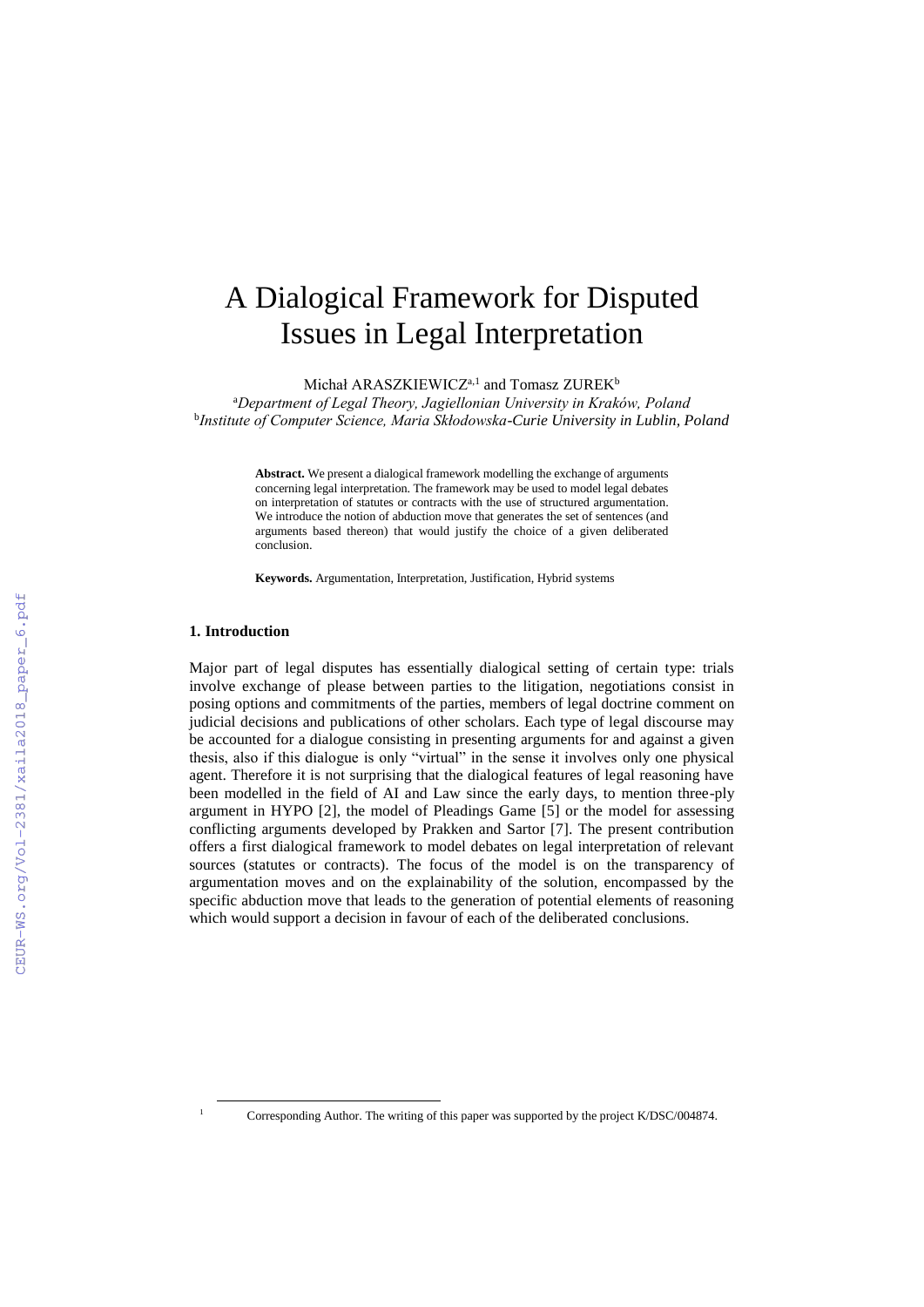# A Dialogical Framework for Disputed Issues in Legal Interpretation

Michał ARASZKIEWICZ[a,1] and Tomasz ZUREK[b]

[a]*Department of Legal Theory, Jagiellonian University in Kraków, Poland*
[b]*Institute of Computer Science, Maria Skłodowska-Curie University in Lublin, Poland*

**Abstract.** We present a dialogical framework modelling the exchange of arguments concerning legal interpretation. The framework may be used to model legal debates on interpretation of statutes or contracts with the use of structured argumentation. We introduce the notion of abduction move that generates the set of sentences (and arguments based thereon) that would justify the choice of a given deliberated conclusion.

**Keywords.** Argumentation, Interpretation, Justification, Hybrid systems

## 1. Introduction

Major part of legal disputes has essentially dialogical setting of certain type: trials involve exchange of please between parties to the litigation, negotiations consist in posing options and commitments of the parties, members of legal doctrine comment on judicial decisions and publications of other scholars. Each type of legal discourse may be accounted for a dialogue consisting in presenting arguments for and against a given thesis, also if this dialogue is only "virtual" in the sense it involves only one physical agent. Therefore it is not surprising that the dialogical features of legal reasoning have been modelled in the field of AI and Law since the early days, to mention three-ply argument in HYPO [2], the model of Pleadings Game [5] or the model for assessing conflicting arguments developed by Prakken and Sartor [7]. The present contribution offers a first dialogical framework to model debates on legal interpretation of relevant sources (statutes or contracts). The focus of the model is on the transparency of argumentation moves and on the explainability of the solution, encompassed by the specific abduction move that leads to the generation of potential elements of reasoning which would support a decision in favour of each of the deliberated conclusions.

[1] Corresponding Author. The writing of this paper was supported by the project K/DSC/004874.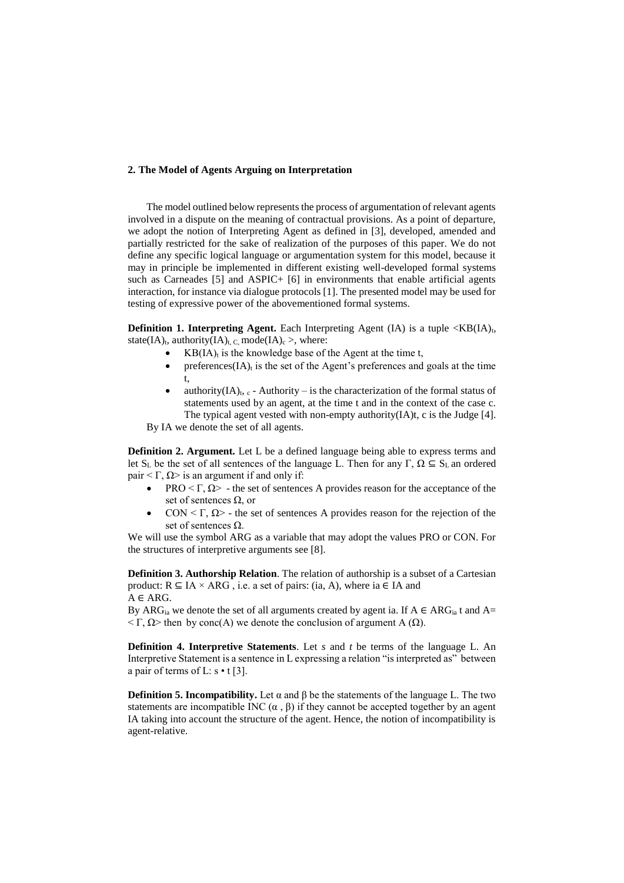## 2. The Model of Agents Arguing on Interpretation

The model outlined below represents the process of argumentation of relevant agents involved in a dispute on the meaning of contractual provisions. As a point of departure, we adopt the notion of Interpreting Agent as defined in [3], developed, amended and partially restricted for the sake of realization of the purposes of this paper. We do not define any specific logical language or argumentation system for this model, because it may in principle be implemented in different existing well-developed formal systems such as Carneades [5] and ASPIC+ [6] in environments that enable artificial agents interaction, for instance via dialogue protocols [1]. The presented model may be used for testing of expressive power of the abovementioned formal systems.

**Definition 1. Interpreting Agent.** Each Interpreting Agent (IA) is a tuple $<KB(IA)_t$, $state(IA)_t$, $authority(IA)_{t, C,}$ $mode(IA)_c >$, where:

- $KB(IA)_t$ is the knowledge base of the Agent at the time t,
- $preferences(IA)_t$ is the set of the Agent's preferences and goals at the time t,
- $authority(IA)_{t,\ c}$ - Authority – is the characterization of the formal status of statements used by an agent, at the time t and in the context of the case c. The typical agent vested with non-empty authority(IA)t, c is the Judge [4].

By IA we denote the set of all agents.

**Definition 2. Argument.** Let L be a defined language being able to express terms and let $S_L$ be the set of all sentences of the language L. Then for any $\Gamma, \Omega \subseteq S_L$ an ordered pair $< \Gamma, \Omega>$ is an argument if and only if:

- PRO $< \Gamma, \Omega>$ - the set of sentences A provides reason for the acceptance of the set of sentences $\Omega$, or
- CON $< \Gamma, \Omega>$ - the set of sentences A provides reason for the rejection of the set of sentences $\Omega$.

We will use the symbol ARG as a variable that may adopt the values PRO or CON. For the structures of interpretive arguments see [8].

**Definition 3. Authorship Relation**. The relation of authorship is a subset of a Cartesian product: $R \subseteq IA \times ARG$ , i.e. a set of pairs: (ia, A), where ia $\in$ IA and A $\in$ ARG.

By $ARG_{ia}$ we denote the set of all arguments created by agent ia. If A $\in$ $ARG_{ia}$ t and A= $< \Gamma, \Omega>$ then by conc(A) we denote the conclusion of argument A ($\Omega$).

**Definition 4. Interpretive Statements**. Let *s* and *t* be terms of the language L. An Interpretive Statement is a sentence in L expressing a relation "is interpreted as" between a pair of terms of L: s • t [3].

**Definition 5. Incompatibility.** Let $\alpha$ and $\beta$ be the statements of the language L. The two statements are incompatible INC ($\alpha$ , $\beta$) if they cannot be accepted together by an agent IA taking into account the structure of the agent. Hence, the notion of incompatibility is agent-relative.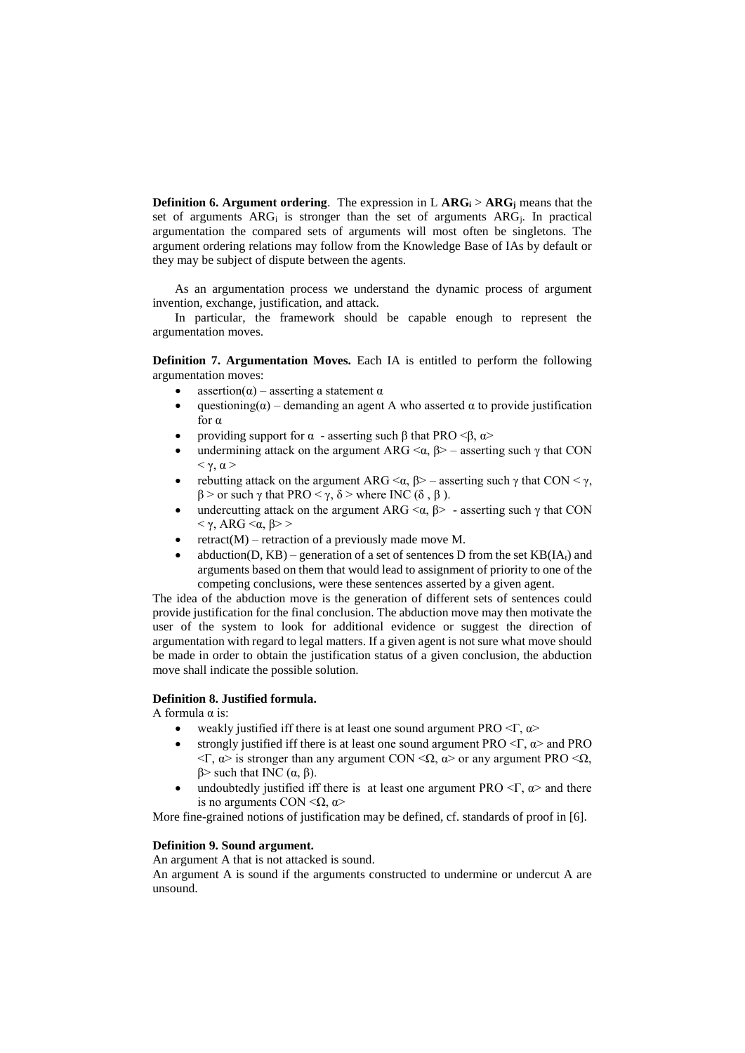**Definition 6. Argument ordering**. The expression in L $\mathbf{ARG_i} > \mathbf{ARG_j}$ means that the set of arguments $ARG_i$ is stronger than the set of arguments $ARG_j$. In practical argumentation the compared sets of arguments will most often be singletons. The argument ordering relations may follow from the Knowledge Base of IAs by default or they may be subject of dispute between the agents.

As an argumentation process we understand the dynamic process of argument invention, exchange, justification, and attack.

In particular, the framework should be capable enough to represent the argumentation moves.

**Definition 7. Argumentation Moves.** Each IA is entitled to perform the following argumentation moves:

- assertion(α) – asserting a statement α
- questioning(α) – demanding an agent A who asserted α to provide justification for α
- providing support for α - asserting such β that PRO <β, α>
- undermining attack on the argument ARG <α, β> – asserting such γ that CON < γ, α >
- rebutting attack on the argument ARG <α, β> – asserting such γ that CON < γ, β > or such γ that PRO < γ, δ > where INC (δ , β ).
- undercutting attack on the argument ARG <α, β> - asserting such γ that CON < γ, ARG <α, β> >
- retract(M) – retraction of a previously made move M.
- abduction(D, KB) – generation of a set of sentences D from the set $KB(IA_t)$ and arguments based on them that would lead to assignment of priority to one of the competing conclusions, were these sentences asserted by a given agent.

The idea of the abduction move is the generation of different sets of sentences could provide justification for the final conclusion. The abduction move may then motivate the user of the system to look for additional evidence or suggest the direction of argumentation with regard to legal matters. If a given agent is not sure what move should be made in order to obtain the justification status of a given conclusion, the abduction move shall indicate the possible solution.

**Definition 8. Justified formula.**

A formula α is:

- weakly justified iff there is at least one sound argument PRO <Γ, α>
- strongly justified iff there is at least one sound argument PRO <Γ, α> and PRO <Γ, α> is stronger than any argument CON <Ω, α> or any argument PRO <Ω, β> such that INC (α, β).
- undoubtedly justified iff there is at least one argument PRO <Γ, α> and there is no arguments CON <Ω, α>

More fine-grained notions of justification may be defined, cf. standards of proof in [6].

**Definition 9. Sound argument.**

An argument A that is not attacked is sound.

An argument A is sound if the arguments constructed to undermine or undercut A are unsound.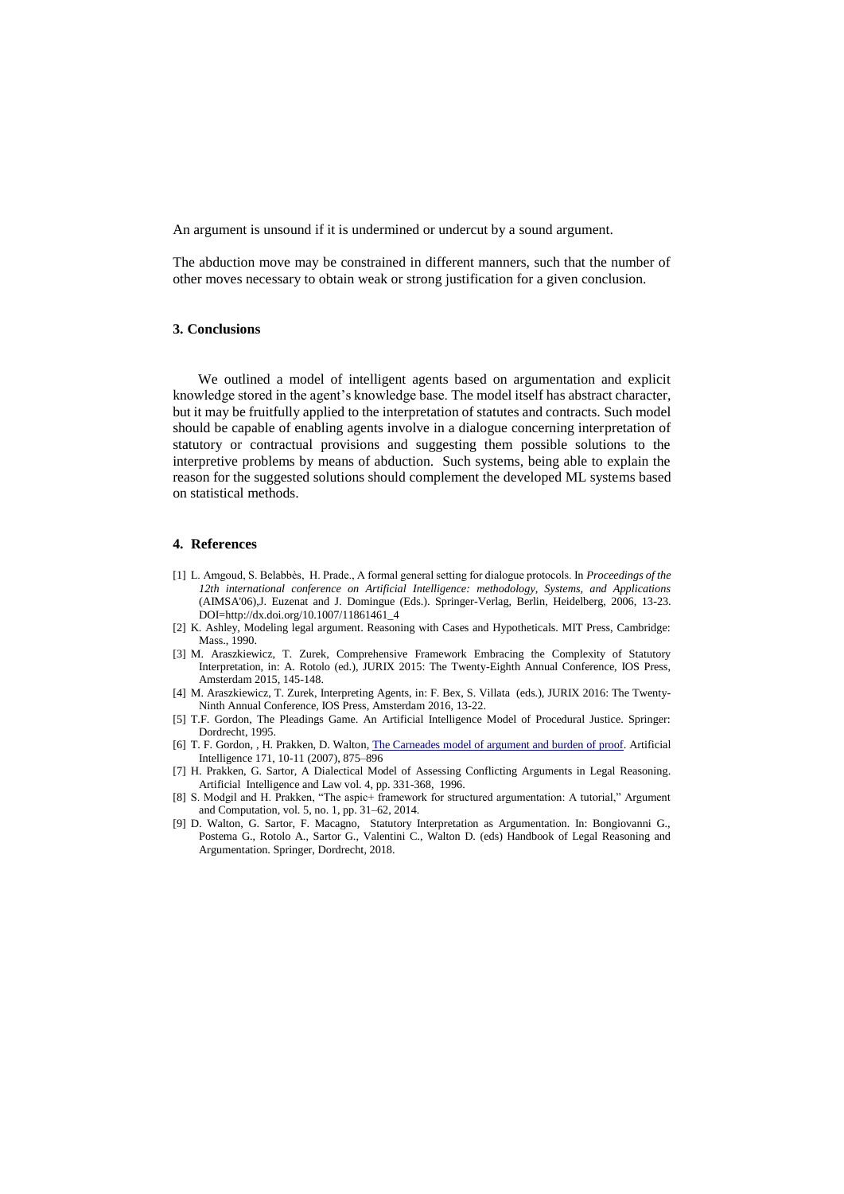An argument is unsound if it is undermined or undercut by a sound argument.

The abduction move may be constrained in different manners, such that the number of other moves necessary to obtain weak or strong justification for a given conclusion.

### 3. Conclusions

We outlined a model of intelligent agents based on argumentation and explicit knowledge stored in the agent's knowledge base. The model itself has abstract character, but it may be fruitfully applied to the interpretation of statutes and contracts. Such model should be capable of enabling agents involve in a dialogue concerning interpretation of statutory or contractual provisions and suggesting them possible solutions to the interpretive problems by means of abduction. Such systems, being able to explain the reason for the suggested solutions should complement the developed ML systems based on statistical methods.

### 4. References

[1] L. Amgoud, S. Belabbès, H. Prade., A formal general setting for dialogue protocols. In *Proceedings of the 12th international conference on Artificial Intelligence: methodology, Systems, and Applications* (AIMSA'06),J. Euzenat and J. Domingue (Eds.). Springer-Verlag, Berlin, Heidelberg, 2006, 13-23. DOI=http://dx.doi.org/10.1007/11861461_4

[2] K. Ashley, Modeling legal argument. Reasoning with Cases and Hypotheticals. MIT Press, Cambridge: Mass., 1990.

[3] M. Araszkiewicz, T. Zurek, Comprehensive Framework Embracing the Complexity of Statutory Interpretation, in: A. Rotolo (ed.), JURIX 2015: The Twenty-Eighth Annual Conference, IOS Press, Amsterdam 2015, 145-148.

[4] M. Araszkiewicz, T. Zurek, Interpreting Agents, in: F. Bex, S. Villata (eds.), JURIX 2016: The Twenty-Ninth Annual Conference, IOS Press, Amsterdam 2016, 13-22.

[5] T.F. Gordon, The Pleadings Game. An Artificial Intelligence Model of Procedural Justice. Springer: Dordrecht, 1995.

[6] T. F. Gordon, , H. Prakken, D. Walton, The Carneades model of argument and burden of proof. Artificial Intelligence 171, 10-11 (2007), 875–896

[7] H. Prakken, G. Sartor, A Dialectical Model of Assessing Conflicting Arguments in Legal Reasoning. Artificial Intelligence and Law vol. 4, pp. 331-368, 1996.

[8] S. Modgil and H. Prakken, "The aspic+ framework for structured argumentation: A tutorial," Argument and Computation, vol. 5, no. 1, pp. 31–62, 2014.

[9] D. Walton, G. Sartor, F. Macagno, Statutory Interpretation as Argumentation. In: Bongiovanni G., Postema G., Rotolo A., Sartor G., Valentini C., Walton D. (eds) Handbook of Legal Reasoning and Argumentation. Springer, Dordrecht, 2018.